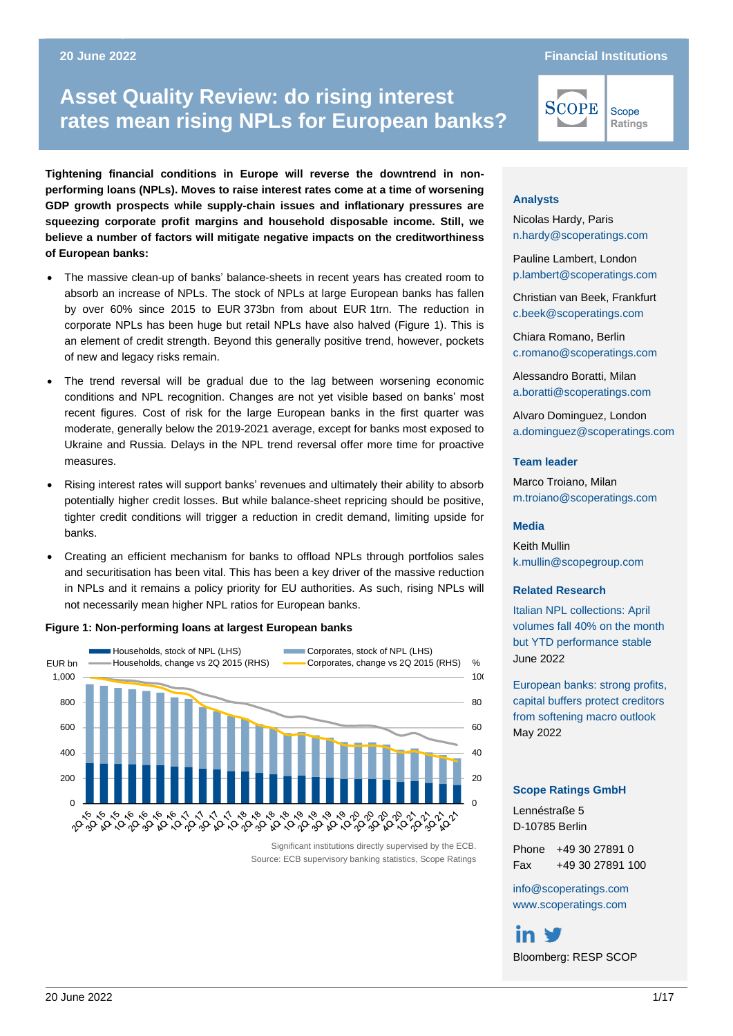Financial Institutions

# Asset Quality Review: do rising interest rates mean rising NPLs for European banks?

**Tightening financial conditions in Europe will reverse the downtrend in non-performing loans (NPLs). Moves to raise interest rates come at a time of worsening GDP growth prospects while supply-chain issues and inflationary pressures are squeezing corporate profit margins and household disposable income. Still, we believe a number of factors will mitigate negative impacts on the creditworthiness of European banks:**

- The massive clean-up of banks' balance-sheets in recent years has created room to absorb an increase of NPLs. The stock of NPLs at large European banks has fallen by over 60% since 2015 to EUR 373bn from about EUR 1trn. The reduction in corporate NPLs has been huge but retail NPLs have also halved (Figure 1). This is an element of credit strength. Beyond this generally positive trend, however, pockets of new and legacy risks remain.
- The trend reversal will be gradual due to the lag between worsening economic conditions and NPL recognition. Changes are not yet visible based on banks' most recent figures. Cost of risk for the large European banks in the first quarter was moderate, generally below the 2019-2021 average, except for banks most exposed to Ukraine and Russia. Delays in the NPL trend reversal offer more time for proactive measures.
- Rising interest rates will support banks' revenues and ultimately their ability to absorb potentially higher credit losses. But while balance-sheet repricing should be positive, tighter credit conditions will trigger a reduction in credit demand, limiting upside for banks.
- Creating an efficient mechanism for banks to offload NPLs through portfolios sales and securitisation has been vital. This has been a key driver of the massive reduction in NPLs and it remains a policy priority for EU authorities. As such, rising NPLs will not necessarily mean higher NPL ratios for European banks.

**Figure 1: Non-performing loans at largest European banks**

Legend: Households, stock of NPL (LHS); Corporates, stock of NPL (LHS); Households, change vs 2Q 2015 (RHS); Corporates, change vs 2Q 2015 (RHS). LHS axis: EUR bn (0–1,000); RHS axis: % (0–100). Quarters 2Q 15 to 4Q 21.

Significant institutions directly supervised by the ECB.
Source: ECB supervisory banking statistics, Scope Ratings

**Analysts**

Nicolas Hardy, Paris
n.hardy@scoperatings.com

Pauline Lambert, London
p.lambert@scoperatings.com

Christian van Beek, Frankfurt
c.beek@scoperatings.com

Chiara Romano, Berlin
c.romano@scoperatings.com

Alessandro Boratti, Milan
a.boratti@scoperatings.com

Alvaro Dominguez, London
a.dominguez@scoperatings.com

**Team leader**

Marco Troiano, Milan
m.troiano@scoperatings.com

**Media**

Keith Mullin
k.mullin@scopegroup.com

**Related Research**

Italian NPL collections: April volumes fall 40% on the month but YTD performance stable
June 2022

European banks: strong profits, capital buffers protect creditors from softening macro outlook
May 2022

**Scope Ratings GmbH**

Lennéstraße 5
D-10785 Berlin

Phone +49 30 27891 0
Fax +49 30 27891 100

info@scoperatings.com
www.scoperatings.com

Bloomberg: RESP SCOP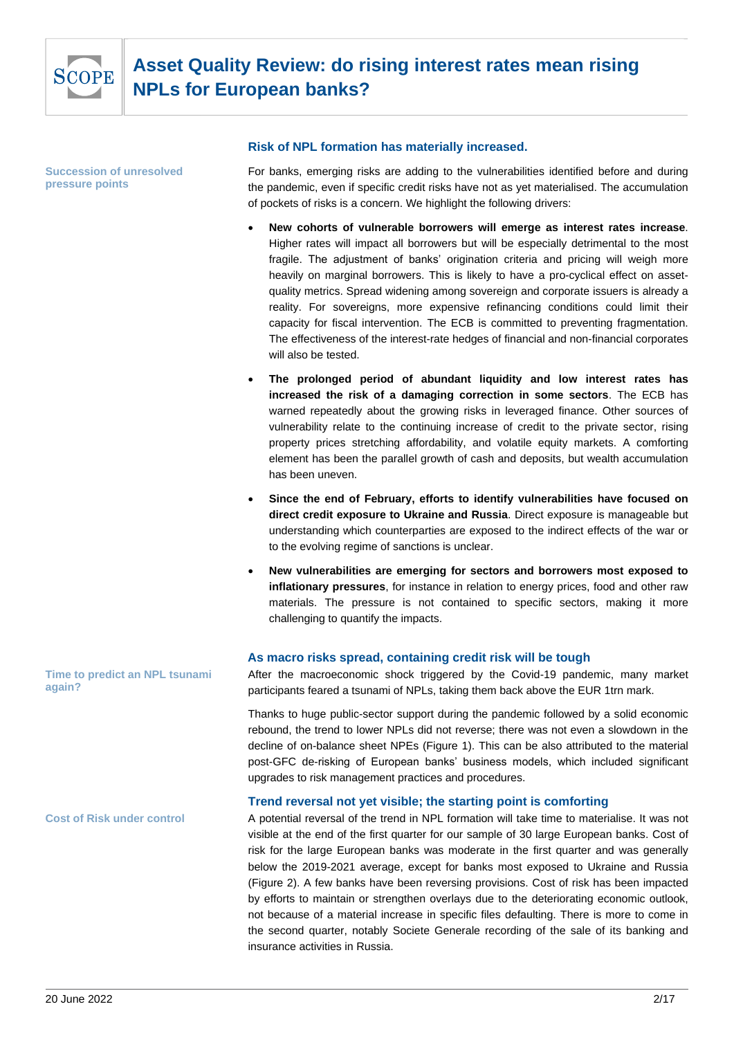# Asset Quality Review: do rising interest rates mean rising NPLs for European banks?

## Risk of NPL formation has materially increased.

**Succession of unresolved pressure points**

For banks, emerging risks are adding to the vulnerabilities identified before and during the pandemic, even if specific credit risks have not as yet materialised. The accumulation of pockets of risks is a concern. We highlight the following drivers:

- **New cohorts of vulnerable borrowers will emerge as interest rates increase**. Higher rates will impact all borrowers but will be especially detrimental to the most fragile. The adjustment of banks' origination criteria and pricing will weigh more heavily on marginal borrowers. This is likely to have a pro-cyclical effect on asset-quality metrics. Spread widening among sovereign and corporate issuers is already a reality. For sovereigns, more expensive refinancing conditions could limit their capacity for fiscal intervention. The ECB is committed to preventing fragmentation. The effectiveness of the interest-rate hedges of financial and non-financial corporates will also be tested.
- **The prolonged period of abundant liquidity and low interest rates has increased the risk of a damaging correction in some sectors**. The ECB has warned repeatedly about the growing risks in leveraged finance. Other sources of vulnerability relate to the continuing increase of credit to the private sector, rising property prices stretching affordability, and volatile equity markets. A comforting element has been the parallel growth of cash and deposits, but wealth accumulation has been uneven.
- **Since the end of February, efforts to identify vulnerabilities have focused on direct credit exposure to Ukraine and Russia**. Direct exposure is manageable but understanding which counterparties are exposed to the indirect effects of the war or to the evolving regime of sanctions is unclear.
- **New vulnerabilities are emerging for sectors and borrowers most exposed to inflationary pressures**, for instance in relation to energy prices, food and other raw materials. The pressure is not contained to specific sectors, making it more challenging to quantify the impacts.

## As macro risks spread, containing credit risk will be tough

**Time to predict an NPL tsunami again?**

After the macroeconomic shock triggered by the Covid-19 pandemic, many market participants feared a tsunami of NPLs, taking them back above the EUR 1trn mark.

Thanks to huge public-sector support during the pandemic followed by a solid economic rebound, the trend to lower NPLs did not reverse; there was not even a slowdown in the decline of on-balance sheet NPEs (Figure 1). This can be also attributed to the material post-GFC de-risking of European banks' business models, which included significant upgrades to risk management practices and procedures.

## Trend reversal not yet visible; the starting point is comforting

**Cost of Risk under control**

A potential reversal of the trend in NPL formation will take time to materialise. It was not visible at the end of the first quarter for our sample of 30 large European banks. Cost of risk for the large European banks was moderate in the first quarter and was generally below the 2019-2021 average, except for banks most exposed to Ukraine and Russia (Figure 2). A few banks have been reversing provisions. Cost of risk has been impacted by efforts to maintain or strengthen overlays due to the deteriorating economic outlook, not because of a material increase in specific files defaulting. There is more to come in the second quarter, notably Societe Generale recording of the sale of its banking and insurance activities in Russia.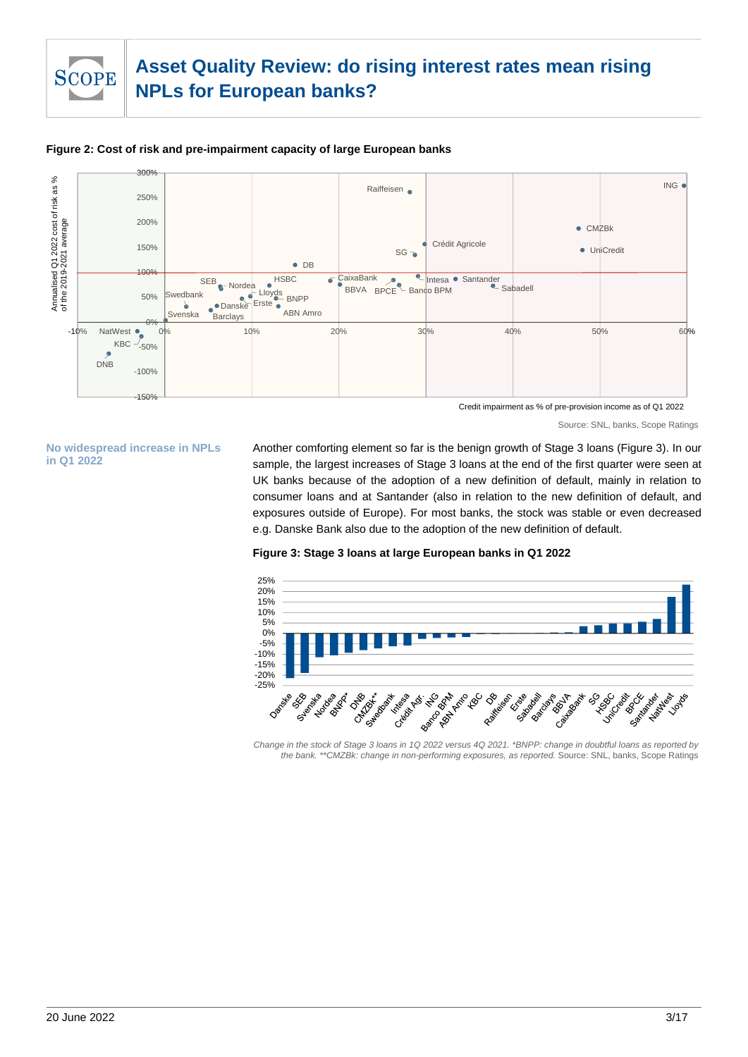**Figure 2: Cost of risk and pre-impairment capacity of large European banks**

Source: SNL, banks, Scope Ratings

**No widespread increase in NPLs in Q1 2022**

Another comforting element so far is the benign growth of Stage 3 loans (Figure 3). In our sample, the largest increases of Stage 3 loans at the end of the first quarter were seen at UK banks because of the adoption of a new definition of default, mainly in relation to consumer loans and at Santander (also in relation to the new definition of default, and exposures outside of Europe). For most banks, the stock was stable or even decreased e.g. Danske Bank also due to the adoption of the new definition of default.

**Figure 3: Stage 3 loans at large European banks in Q1 2022**

*Change in the stock of Stage 3 loans in 1Q 2022 versus 4Q 2021. *BNPP: change in doubtful loans as reported by the bank. **CMZBk: change in non-performing exposures, as reported.* Source: SNL, banks, Scope Ratings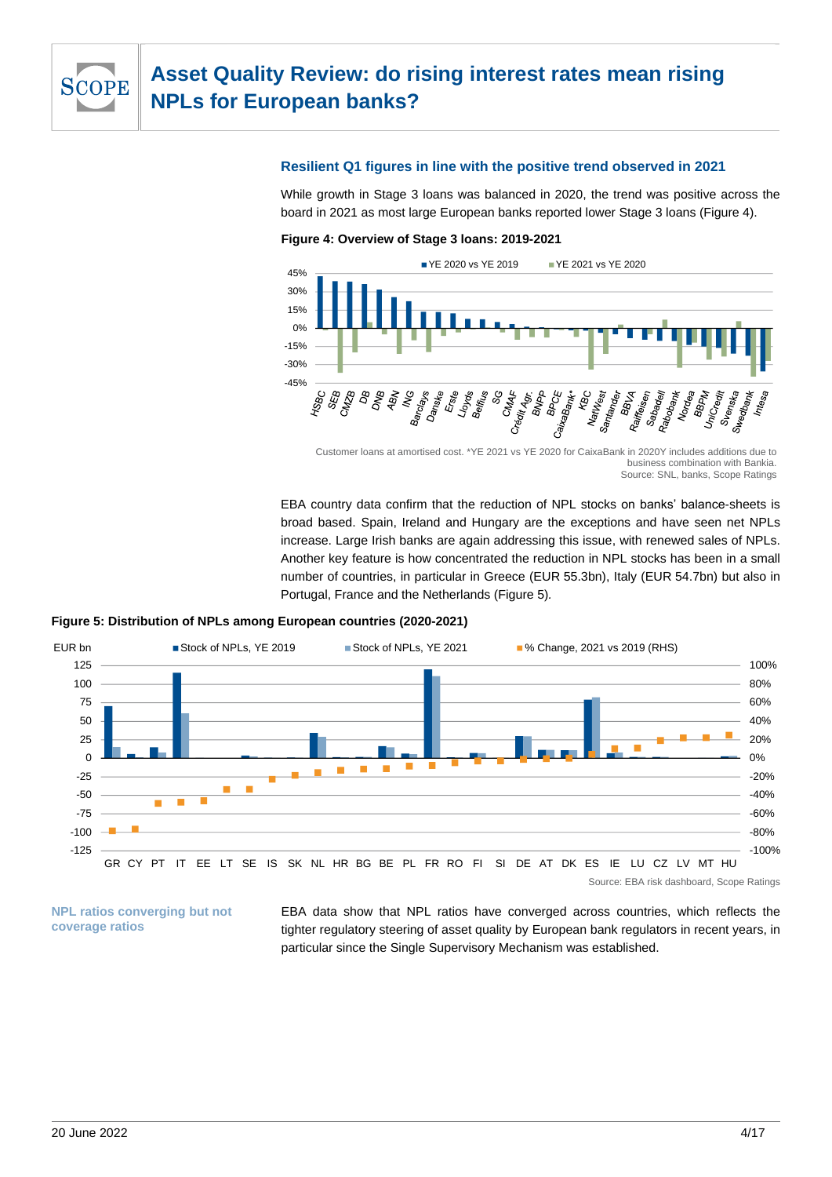### Resilient Q1 figures in line with the positive trend observed in 2021

While growth in Stage 3 loans was balanced in 2020, the trend was positive across the board in 2021 as most large European banks reported lower Stage 3 loans (Figure 4).

**Figure 4: Overview of Stage 3 loans: 2019-2021**

Customer loans at amortised cost. *YE 2021 vs YE 2020 for CaixaBank in 2020Y includes additions due to business combination with Bankia.
Source: SNL, banks, Scope Ratings

EBA country data confirm that the reduction of NPL stocks on banks' balance-sheets is broad based. Spain, Ireland and Hungary are the exceptions and have seen net NPLs increase. Large Irish banks are again addressing this issue, with renewed sales of NPLs. Another key feature is how concentrated the reduction in NPL stocks has been in a small number of countries, in particular in Greece (EUR 55.3bn), Italy (EUR 54.7bn) but also in Portugal, France and the Netherlands (Figure 5).

**Figure 5: Distribution of NPLs among European countries (2020-2021)**

Source: EBA risk dashboard, Scope Ratings

**NPL ratios converging but not coverage ratios**

EBA data show that NPL ratios have converged across countries, which reflects the tighter regulatory steering of asset quality by European bank regulators in recent years, in particular since the Single Supervisory Mechanism was established.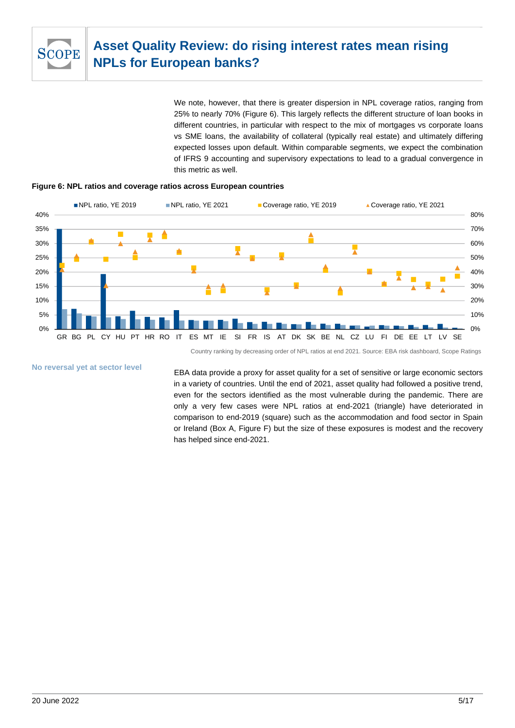We note, however, that there is greater dispersion in NPL coverage ratios, ranging from 25% to nearly 70% (Figure 6). This largely reflects the different structure of loan books in different countries, in particular with respect to the mix of mortgages vs corporate loans vs SME loans, the availability of collateral (typically real estate) and ultimately differing expected losses upon default. Within comparable segments, we expect the combination of IFRS 9 accounting and supervisory expectations to lead to a gradual convergence in this metric as well.

**Figure 6: NPL ratios and coverage ratios across European countries**

Country ranking by decreasing order of NPL ratios at end 2021. Source: EBA risk dashboard, Scope Ratings

**No reversal yet at sector level**

EBA data provide a proxy for asset quality for a set of sensitive or large economic sectors in a variety of countries. Until the end of 2021, asset quality had followed a positive trend, even for the sectors identified as the most vulnerable during the pandemic. There are only a very few cases were NPL ratios at end-2021 (triangle) have deteriorated in comparison to end-2019 (square) such as the accommodation and food sector in Spain or Ireland (Box A, Figure F) but the size of these exposures is modest and the recovery has helped since end-2021.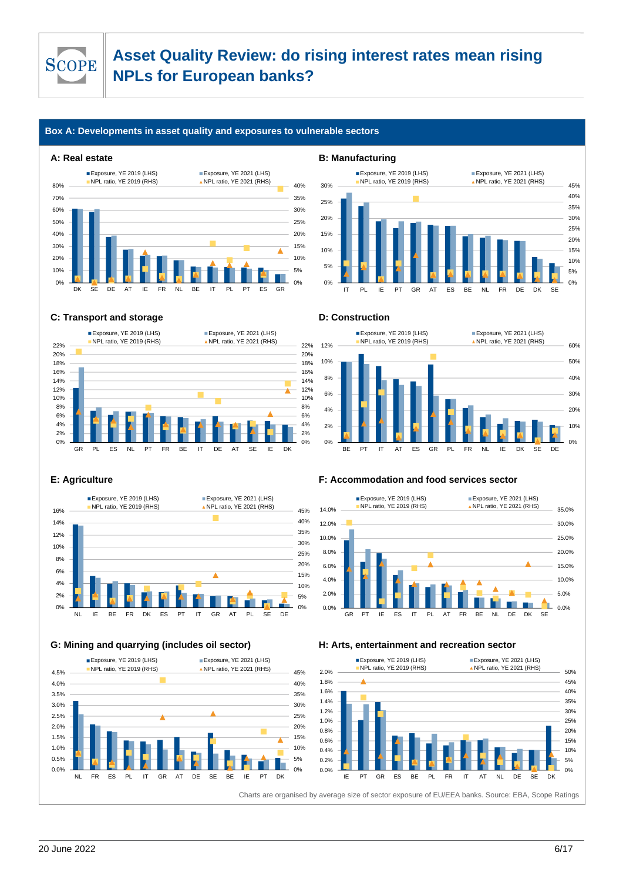## Asset Quality Review: do rising interest rates mean rising NPLs for European banks?

**Box A: Developments in asset quality and exposures to vulnerable sectors**

**A: Real estate**

**B: Manufacturing**

**C: Transport and storage**

**D: Construction**

**E: Agriculture**

**F: Accommodation and food services sector**

**G: Mining and quarrying (includes oil sector)**

**H: Arts, entertainment and recreation sector**

Charts are organised by average size of sector exposure of EU/EEA banks. Source: EBA, Scope Ratings

20 June 2022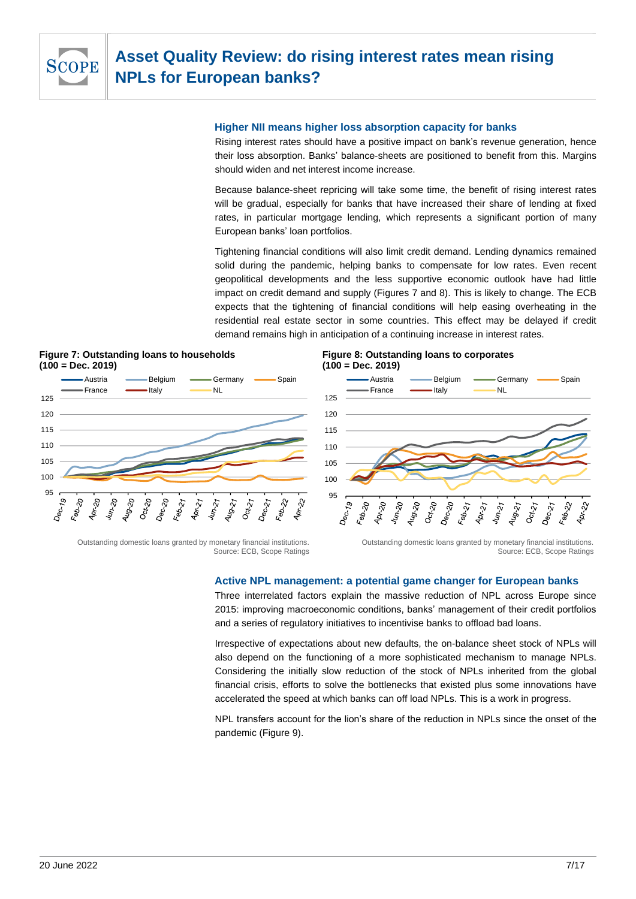## Higher NII means higher loss absorption capacity for banks

Rising interest rates should have a positive impact on bank's revenue generation, hence their loss absorption. Banks' balance-sheets are positioned to benefit from this. Margins should widen and net interest income increase.

Because balance-sheet repricing will take some time, the benefit of rising interest rates will be gradual, especially for banks that have increased their share of lending at fixed rates, in particular mortgage lending, which represents a significant portion of many European banks' loan portfolios.

Tightening financial conditions will also limit credit demand. Lending dynamics remained solid during the pandemic, helping banks to compensate for low rates. Even recent geopolitical developments and the less supportive economic outlook have had little impact on credit demand and supply (Figures 7 and 8). This is likely to change. The ECB expects that the tightening of financial conditions will help easing overheating in the residential real estate sector in some countries. This effect may be delayed if credit demand remains high in anticipation of a continuing increase in interest rates.

**Figure 7: Outstanding loans to households (100 = Dec. 2019)**

Outstanding domestic loans granted by monetary financial institutions.
Source: ECB, Scope Ratings

**Figure 8: Outstanding loans to corporates (100 = Dec. 2019)**

Outstanding domestic loans granted by monetary financial institutions.
Source: ECB, Scope Ratings

## Active NPL management: a potential game changer for European banks

Three interrelated factors explain the massive reduction of NPL across Europe since 2015: improving macroeconomic conditions, banks' management of their credit portfolios and a series of regulatory initiatives to incentivise banks to offload bad loans.

Irrespective of expectations about new defaults, the on-balance sheet stock of NPLs will also depend on the functioning of a more sophisticated mechanism to manage NPLs. Considering the initially slow reduction of the stock of NPLs inherited from the global financial crisis, efforts to solve the bottlenecks that existed plus some innovations have accelerated the speed at which banks can off load NPLs. This is a work in progress.

NPL transfers account for the lion's share of the reduction in NPLs since the onset of the pandemic (Figure 9).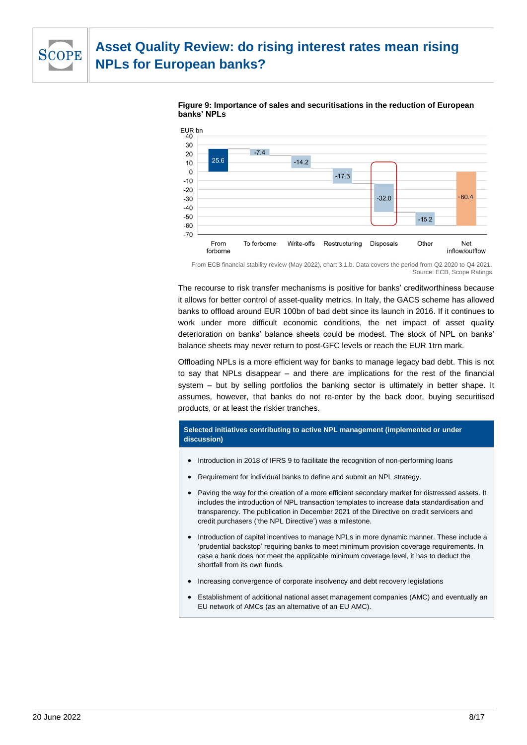**Figure 9: Importance of sales and securitisations in the reduction of European banks' NPLs**

From ECB financial stability review (May 2022), chart 3.1.b. Data covers the period from Q2 2020 to Q4 2021.
Source: ECB, Scope Ratings

The recourse to risk transfer mechanisms is positive for banks' creditworthiness because it allows for better control of asset-quality metrics. In Italy, the GACS scheme has allowed banks to offload around EUR 100bn of bad debt since its launch in 2016. If it continues to work under more difficult economic conditions, the net impact of asset quality deterioration on banks' balance sheets could be modest. The stock of NPL on banks' balance sheets may never return to post-GFC levels or reach the EUR 1trn mark.

Offloading NPLs is a more efficient way for banks to manage legacy bad debt. This is not to say that NPLs disappear – and there are implications for the rest of the financial system – but by selling portfolios the banking sector is ultimately in better shape. It assumes, however, that banks do not re-enter by the back door, buying securitised products, or at least the riskier tranches.

**Selected initiatives contributing to active NPL management (implemented or under discussion)**

- Introduction in 2018 of IFRS 9 to facilitate the recognition of non-performing loans
- Requirement for individual banks to define and submit an NPL strategy.
- Paving the way for the creation of a more efficient secondary market for distressed assets. It includes the introduction of NPL transaction templates to increase data standardisation and transparency. The publication in December 2021 of the Directive on credit servicers and credit purchasers ('the NPL Directive') was a milestone.
- Introduction of capital incentives to manage NPLs in more dynamic manner. These include a 'prudential backstop' requiring banks to meet minimum provision coverage requirements. In case a bank does not meet the applicable minimum coverage level, it has to deduct the shortfall from its own funds.
- Increasing convergence of corporate insolvency and debt recovery legislations
- Establishment of additional national asset management companies (AMC) and eventually an EU network of AMCs (as an alternative of an EU AMC).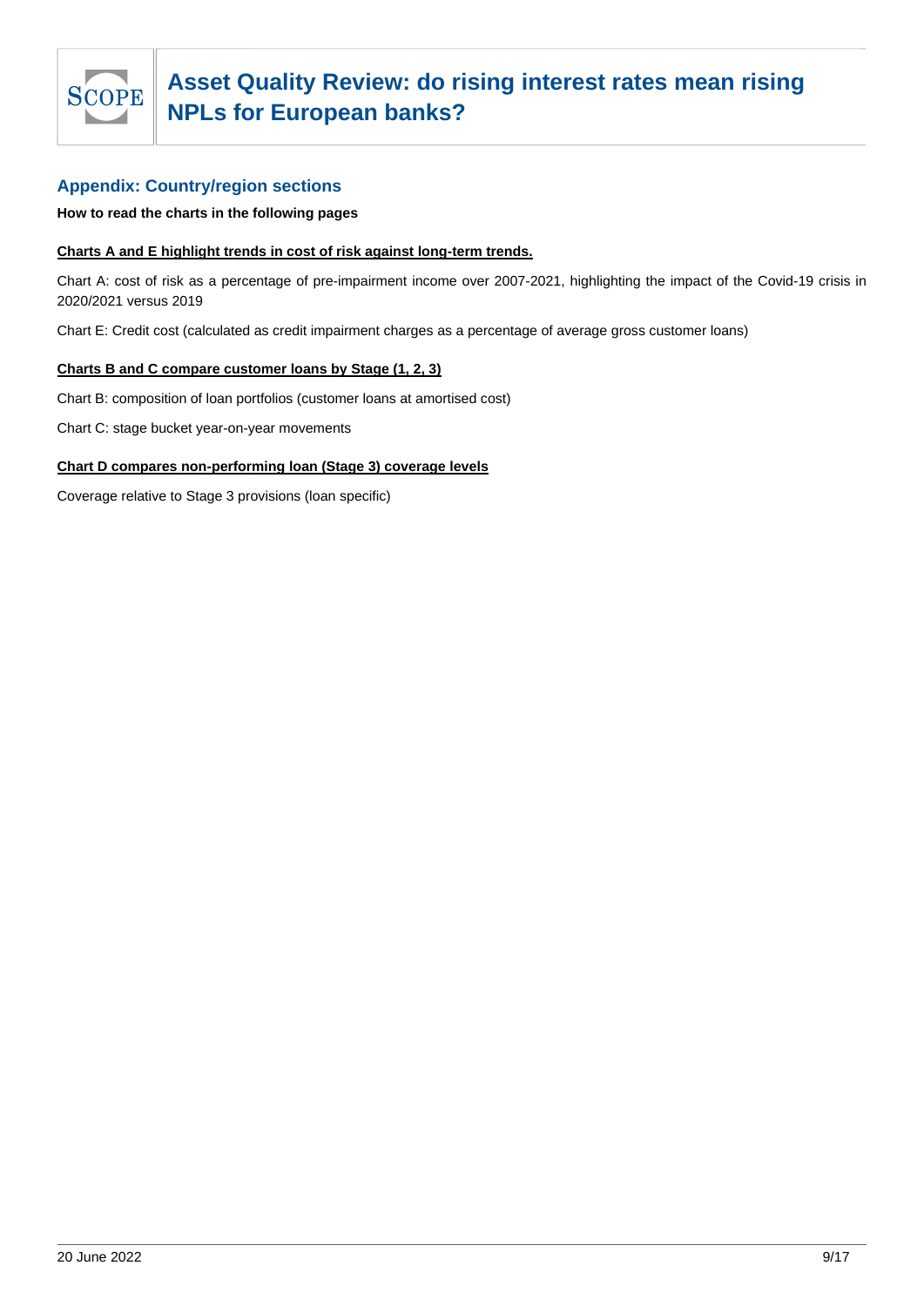## Appendix: Country/region sections

**How to read the charts in the following pages**

**<u>Charts A and E highlight trends in cost of risk against long-term trends.</u>**

Chart A: cost of risk as a percentage of pre-impairment income over 2007-2021, highlighting the impact of the Covid-19 crisis in 2020/2021 versus 2019

Chart E: Credit cost (calculated as credit impairment charges as a percentage of average gross customer loans)

**<u>Charts B and C compare customer loans by Stage (1, 2, 3)</u>**

Chart B: composition of loan portfolios (customer loans at amortised cost)

Chart C: stage bucket year-on-year movements

**<u>Chart D compares non-performing loan (Stage 3) coverage levels</u>**

Coverage relative to Stage 3 provisions (loan specific)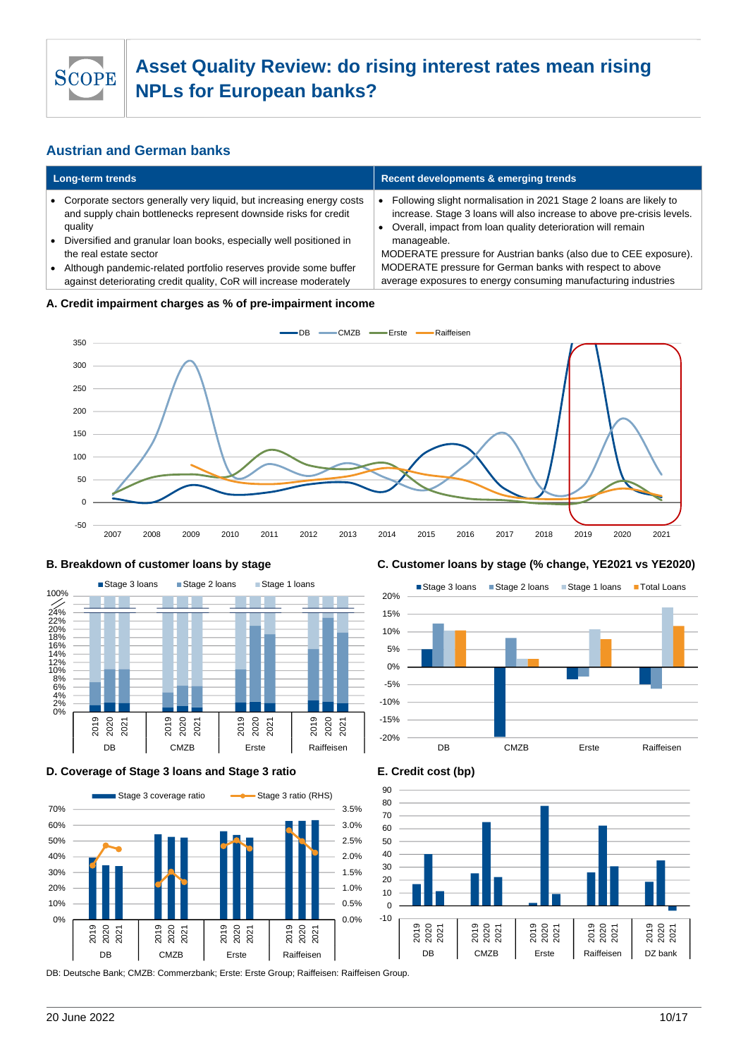## Austrian and German banks

| Long-term trends | Recent developments & emerging trends |
|---|---|
| • Corporate sectors generally very liquid, but increasing energy costs and supply chain bottlenecks represent downside risks for credit quality<br>• Diversified and granular loan books, especially well positioned in the real estate sector<br>• Although pandemic-related portfolio reserves provide some buffer against deteriorating credit quality, CoR will increase moderately | • Following slight normalisation in 2021 Stage 2 loans are likely to increase. Stage 3 loans will also increase to above pre-crisis levels.<br>• Overall, impact from loan quality deterioration will remain manageable.<br>MODERATE pressure for Austrian banks (also due to CEE exposure). MODERATE pressure for German banks with respect to above average exposures to energy consuming manufacturing industries |

**A. Credit impairment charges as % of pre-impairment income**

**B. Breakdown of customer loans by stage**

**C. Customer loans by stage (% change, YE2021 vs YE2020)**

**D. Coverage of Stage 3 loans and Stage 3 ratio**

**E. Credit cost (bp)**

DB: Deutsche Bank; CMZB: Commerzbank; Erste: Erste Group; Raiffeisen: Raiffeisen Group.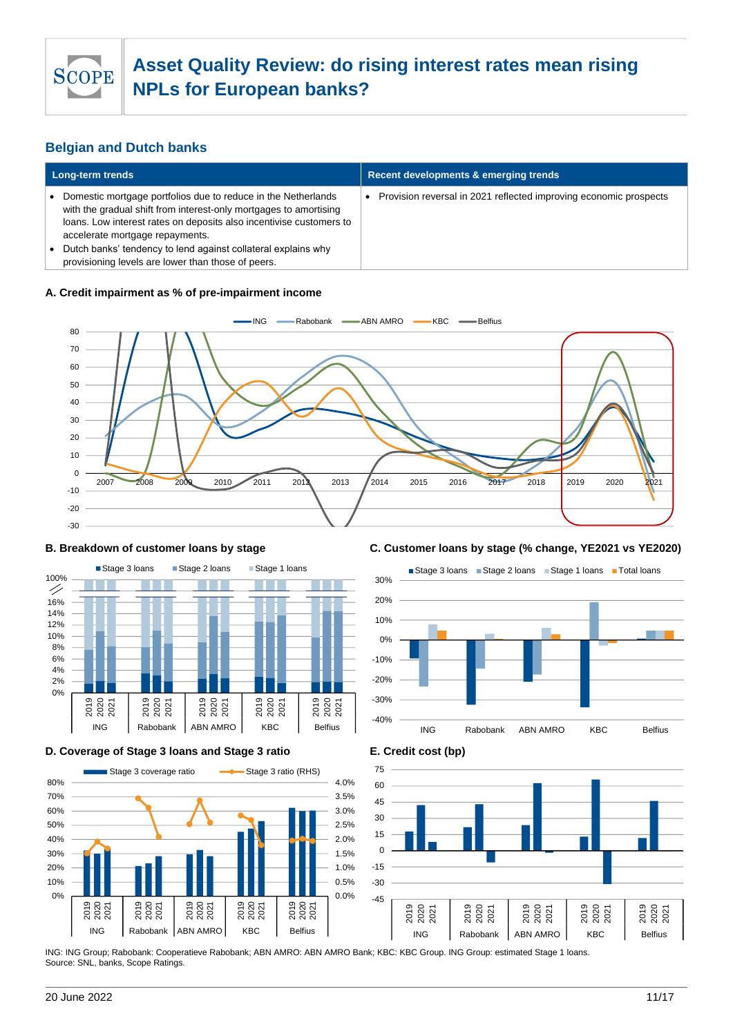# Asset Quality Review: do rising interest rates mean rising NPLs for European banks?

## Belgian and Dutch banks

| Long-term trends | Recent developments & emerging trends |
|---|---|
| • Domestic mortgage portfolios due to reduce in the Netherlands with the gradual shift from interest-only mortgages to amortising loans. Low interest rates on deposits also incentivise customers to accelerate mortgage repayments.<br>• Dutch banks' tendency to lend against collateral explains why provisioning levels are lower than those of peers. | • Provision reversal in 2021 reflected improving economic prospects |

**A. Credit impairment as % of pre-impairment income**

**B. Breakdown of customer loans by stage**

**C. Customer loans by stage (% change, YE2021 vs YE2020)**

**D. Coverage of Stage 3 loans and Stage 3 ratio**

**E. Credit cost (bp)**

ING: ING Group; Rabobank: Cooperatieve Rabobank; ABN AMRO: ABN AMRO Bank; KBC: KBC Group. ING Group: estimated Stage 1 loans.
Source: SNL, banks, Scope Ratings.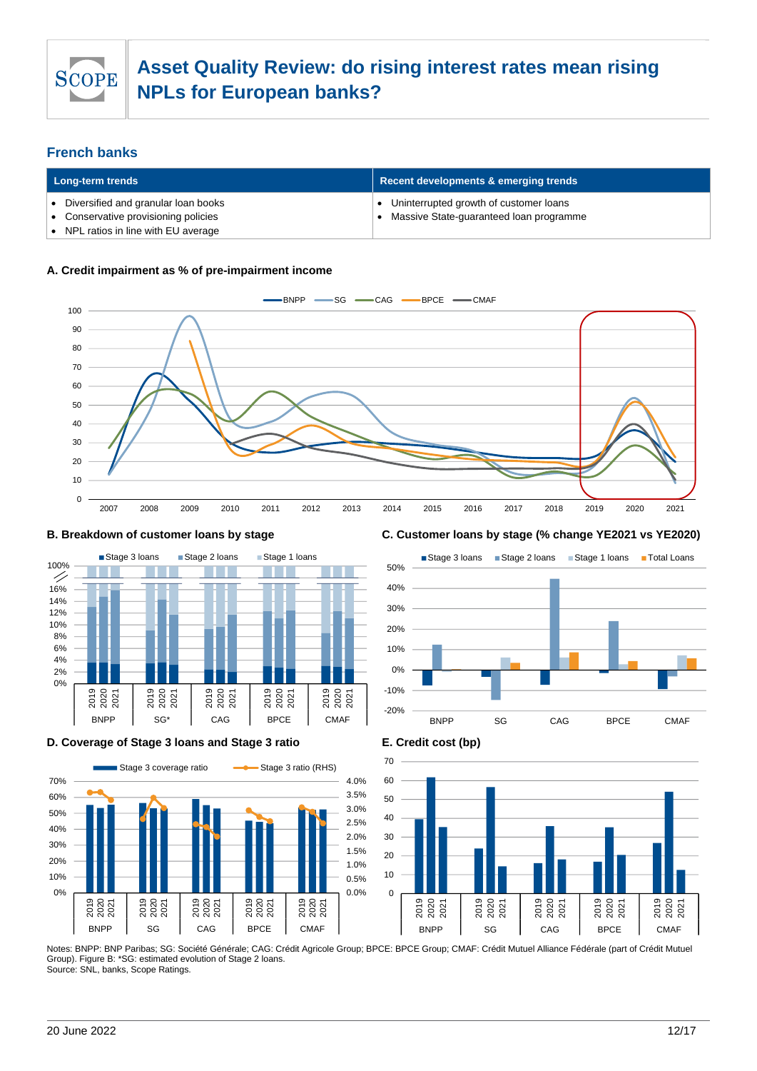## French banks

| Long-term trends | Recent developments & emerging trends |
|---|---|
| • Diversified and granular loan books<br>• Conservative provisioning policies<br>• NPL ratios in line with EU average | • Uninterrupted growth of customer loans<br>• Massive State-guaranteed loan programme |

**A. Credit impairment as % of pre-impairment income**

**B. Breakdown of customer loans by stage**

**C. Customer loans by stage (% change YE2021 vs YE2020)**

**D. Coverage of Stage 3 loans and Stage 3 ratio**

**E. Credit cost (bp)**

Notes: BNPP: BNP Paribas; SG: Société Générale; CAG: Crédit Agricole Group; BPCE: BPCE Group; CMAF: Crédit Mutuel Alliance Fédérale (part of Crédit Mutuel Group). Figure B: *SG: estimated evolution of Stage 2 loans.
Source: SNL, banks, Scope Ratings.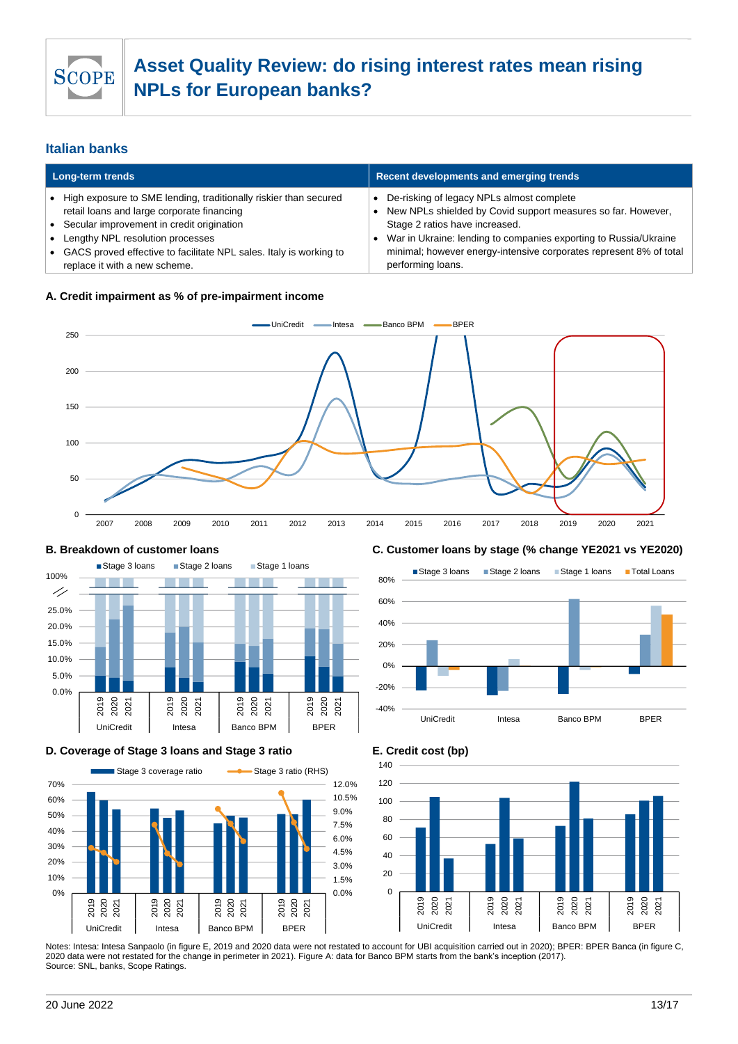# Asset Quality Review: do rising interest rates mean rising NPLs for European banks?

## Italian banks

| Long-term trends | Recent developments and emerging trends |
|---|---|
| • High exposure to SME lending, traditionally riskier than secured retail loans and large corporate financing<br>• Secular improvement in credit origination<br>• Lengthy NPL resolution processes<br>• GACS proved effective to facilitate NPL sales. Italy is working to replace it with a new scheme. | • De-risking of legacy NPLs almost complete<br>• New NPLs shielded by Covid support measures so far. However, Stage 2 ratios have increased.<br>• War in Ukraine: lending to companies exporting to Russia/Ukraine minimal; however energy-intensive corporates represent 8% of total performing loans. |

**A. Credit impairment as % of pre-impairment income**

**B. Breakdown of customer loans**

**C. Customer loans by stage (% change YE2021 vs YE2020)**

**D. Coverage of Stage 3 loans and Stage 3 ratio**

**E. Credit cost (bp)**

Notes: Intesa: Intesa Sanpaolo (in figure E, 2019 and 2020 data were not restated to account for UBI acquisition carried out in 2020); BPER: BPER Banca (in figure C, 2020 data were not restated for the change in perimeter in 2021). Figure A: data for Banco BPM starts from the bank's inception (2017).
Source: SNL, banks, Scope Ratings.

20 June 2022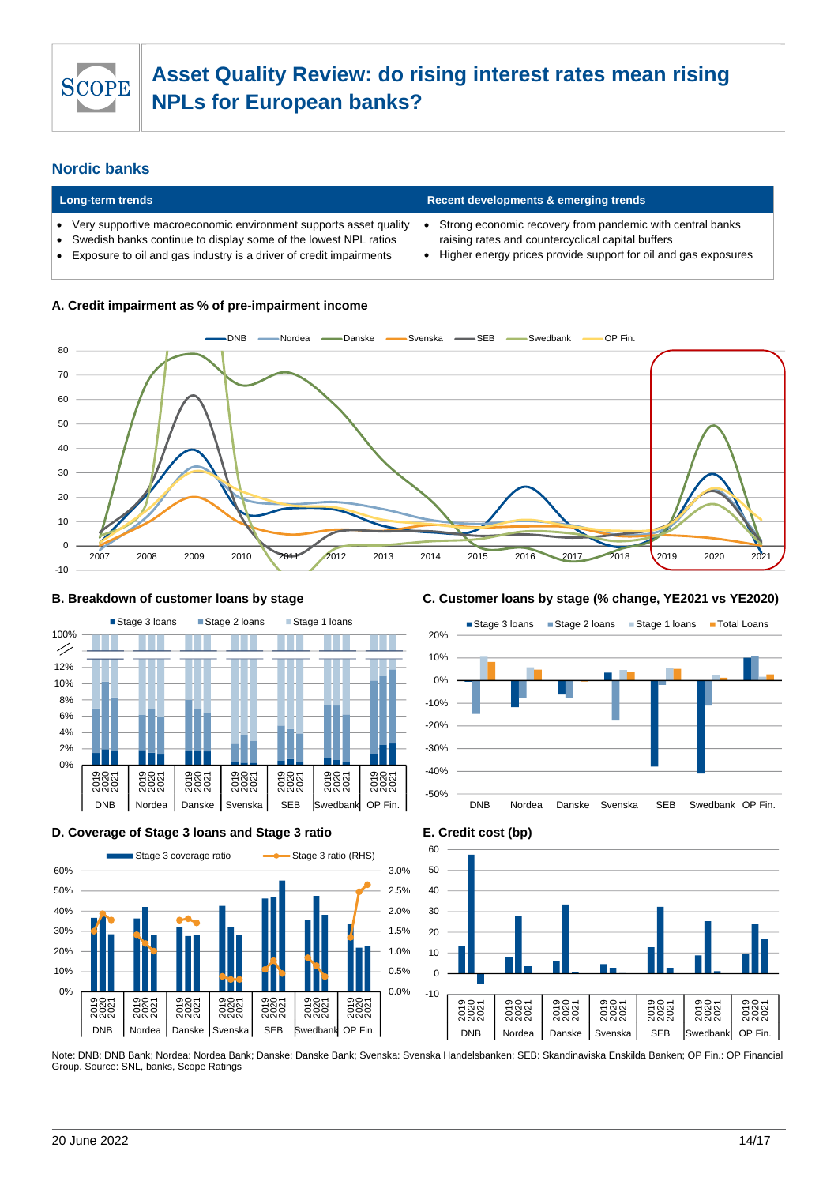## Nordic banks

| Long-term trends | Recent developments & emerging trends |
|---|---|
| • Very supportive macroeconomic environment supports asset quality<br>• Swedish banks continue to display some of the lowest NPL ratios<br>• Exposure to oil and gas industry is a driver of credit impairments | • Strong economic recovery from pandemic with central banks raising rates and countercyclical capital buffers<br>• Higher energy prices provide support for oil and gas exposures |

**A. Credit impairment as % of pre-impairment income**

**B. Breakdown of customer loans by stage**

**C. Customer loans by stage (% change, YE2021 vs YE2020)**

**D. Coverage of Stage 3 loans and Stage 3 ratio**

**E. Credit cost (bp)**

Note: DNB: DNB Bank; Nordea: Nordea Bank; Danske: Danske Bank; Svenska: Svenska Handelsbanken; SEB: Skandinaviska Enskilda Banken; OP Fin.: OP Financial Group. Source: SNL, banks, Scope Ratings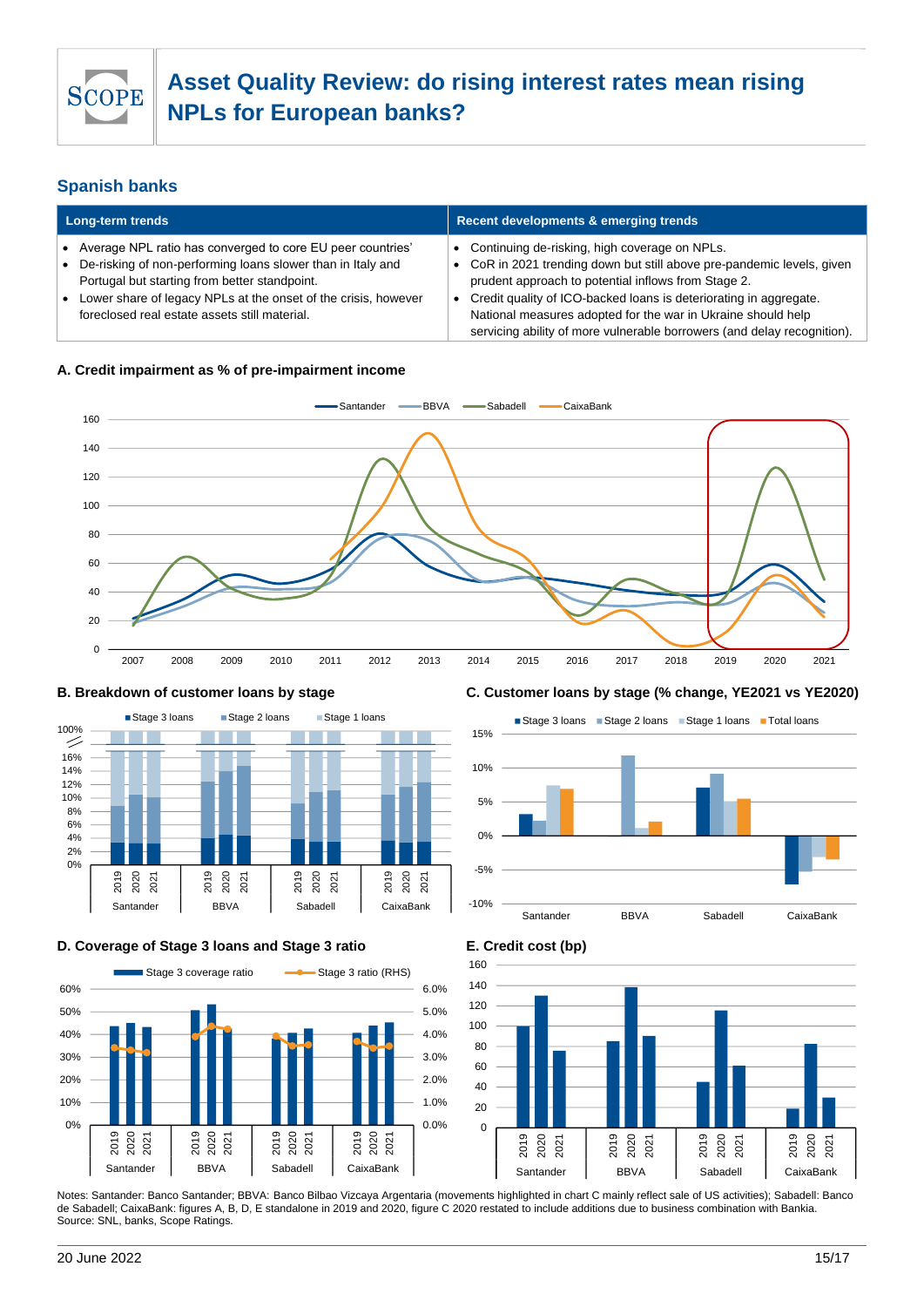# Asset Quality Review: do rising interest rates mean rising NPLs for European banks?

## Spanish banks

| Long-term trends | Recent developments & emerging trends |
| --- | --- |
| • Average NPL ratio has converged to core EU peer countries' <br> • De-risking of non-performing loans slower than in Italy and Portugal but starting from better standpoint. <br> • Lower share of legacy NPLs at the onset of the crisis, however foreclosed real estate assets still material. | • Continuing de-risking, high coverage on NPLs. <br> • CoR in 2021 trending down but still above pre-pandemic levels, given prudent approach to potential inflows from Stage 2. <br> • Credit quality of ICO-backed loans is deteriorating in aggregate. National measures adopted for the war in Ukraine should help servicing ability of more vulnerable borrowers (and delay recognition). |

**A. Credit impairment as % of pre-impairment income**

**B. Breakdown of customer loans by stage**

**C. Customer loans by stage (% change, YE2021 vs YE2020)**

**D. Coverage of Stage 3 loans and Stage 3 ratio**

**E. Credit cost (bp)**

Notes: Santander: Banco Santander; BBVA: Banco Bilbao Vizcaya Argentaria (movements highlighted in chart C mainly reflect sale of US activities); Sabadell: Banco de Sabadell; CaixaBank: figures A, B, D, E standalone in 2019 and 2020, figure C 2020 restated to include additions due to business combination with Bankia.
Source: SNL, banks, Scope Ratings.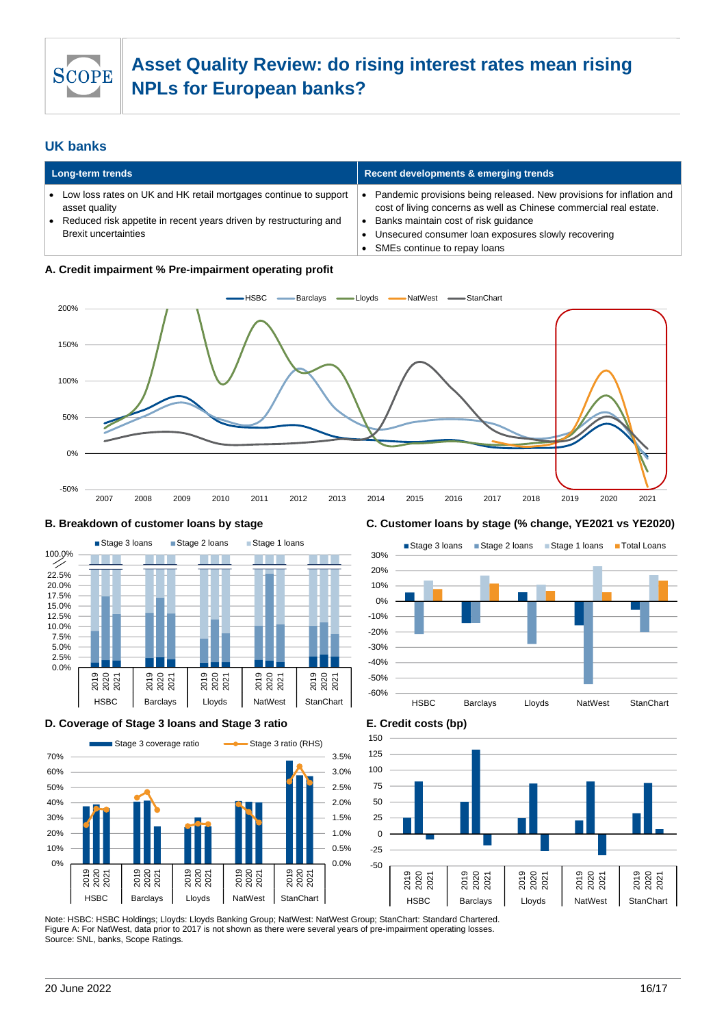# Asset Quality Review: do rising interest rates mean rising NPLs for European banks?

## UK banks

| Long-term trends | Recent developments & emerging trends |
|---|---|
| • Low loss rates on UK and HK retail mortgages continue to support asset quality<br>• Reduced risk appetite in recent years driven by restructuring and Brexit uncertainties | • Pandemic provisions being released. New provisions for inflation and cost of living concerns as well as Chinese commercial real estate.<br>• Banks maintain cost of risk guidance<br>• Unsecured consumer loan exposures slowly recovering<br>• SMEs continue to repay loans |

**A. Credit impairment % Pre-impairment operating profit**

**B. Breakdown of customer loans by stage**

**C. Customer loans by stage (% change, YE2021 vs YE2020)**

**D. Coverage of Stage 3 loans and Stage 3 ratio**

**E. Credit costs (bp)**

Note: HSBC: HSBC Holdings; Lloyds: Lloyds Banking Group; NatWest: NatWest Group; StanChart: Standard Chartered.
Figure A: For NatWest, data prior to 2017 is not shown as there were several years of pre-impairment operating losses.
Source: SNL, banks, Scope Ratings.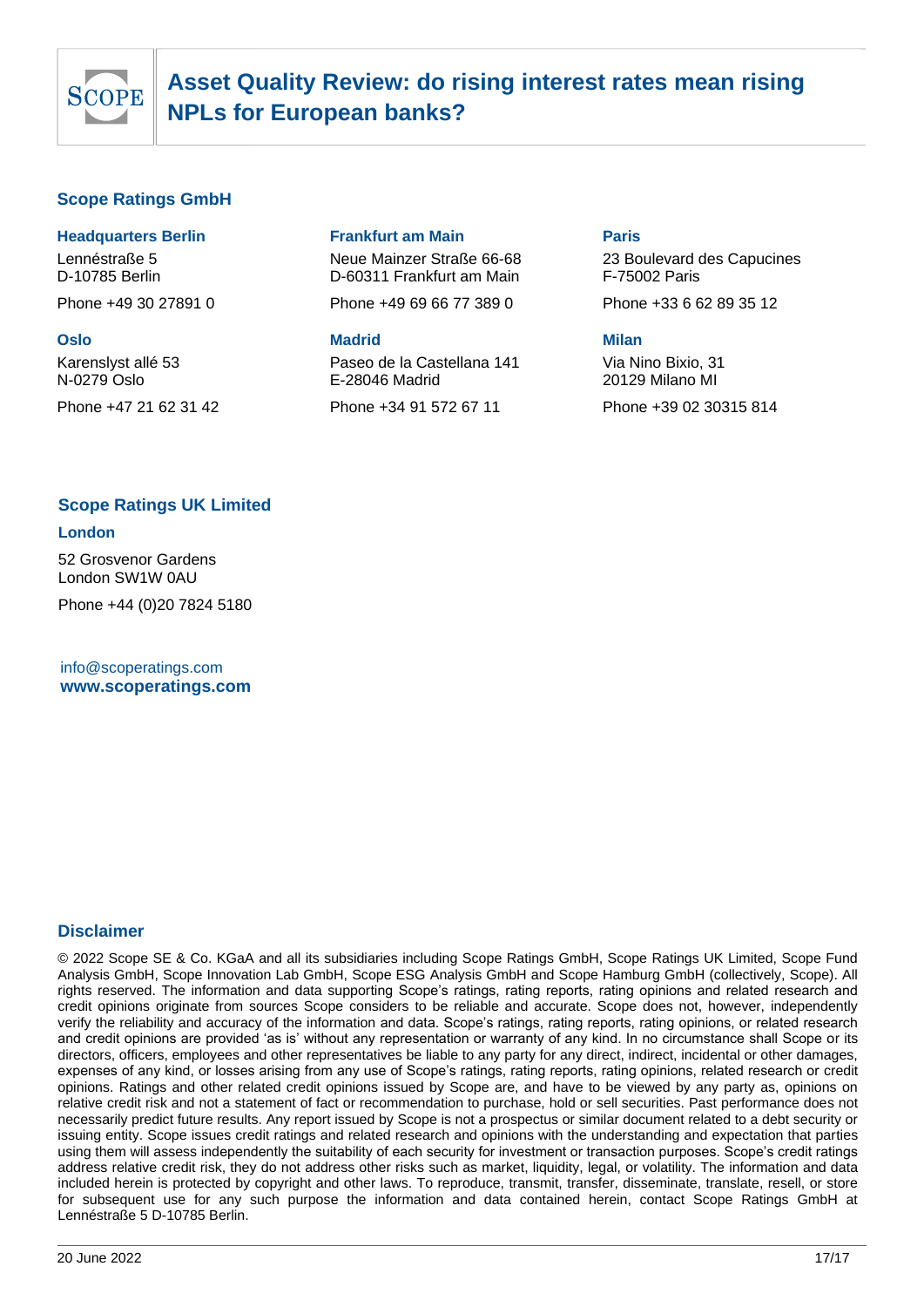## Scope Ratings GmbH

### Headquarters Berlin

Lennéstraße 5
D-10785 Berlin

Phone +49 30 27891 0

### Frankfurt am Main

Neue Mainzer Straße 66-68
D-60311 Frankfurt am Main

Phone +49 69 66 77 389 0

### Paris

23 Boulevard des Capucines
F-75002 Paris

Phone +33 6 62 89 35 12

### Oslo

Karenslyst allé 53
N-0279 Oslo

Phone +47 21 62 31 42

### Madrid

Paseo de la Castellana 141
E-28046 Madrid

Phone +34 91 572 67 11

### Milan

Via Nino Bixio, 31
20129 Milano MI

Phone +39 02 30315 814

## Scope Ratings UK Limited

### London

52 Grosvenor Gardens
London SW1W 0AU

Phone +44 (0)20 7824 5180

info@scoperatings.com
**www.scoperatings.com**

## Disclaimer

© 2022 Scope SE & Co. KGaA and all its subsidiaries including Scope Ratings GmbH, Scope Ratings UK Limited, Scope Fund Analysis GmbH, Scope Innovation Lab GmbH, Scope ESG Analysis GmbH and Scope Hamburg GmbH (collectively, Scope). All rights reserved. The information and data supporting Scope's ratings, rating reports, rating opinions and related research and credit opinions originate from sources Scope considers to be reliable and accurate. Scope does not, however, independently verify the reliability and accuracy of the information and data. Scope's ratings, rating reports, rating opinions, or related research and credit opinions are provided 'as is' without any representation or warranty of any kind. In no circumstance shall Scope or its directors, officers, employees and other representatives be liable to any party for any direct, indirect, incidental or other damages, expenses of any kind, or losses arising from any use of Scope's ratings, rating reports, rating opinions, related research or credit opinions. Ratings and other related credit opinions issued by Scope are, and have to be viewed by any party as, opinions on relative credit risk and not a statement of fact or recommendation to purchase, hold or sell securities. Past performance does not necessarily predict future results. Any report issued by Scope is not a prospectus or similar document related to a debt security or issuing entity. Scope issues credit ratings and related research and opinions with the understanding and expectation that parties using them will assess independently the suitability of each security for investment or transaction purposes. Scope's credit ratings address relative credit risk, they do not address other risks such as market, liquidity, legal, or volatility. The information and data included herein is protected by copyright and other laws. To reproduce, transmit, transfer, disseminate, translate, resell, or store for subsequent use for any such purpose the information and data contained herein, contact Scope Ratings GmbH at Lennéstraße 5 D-10785 Berlin.